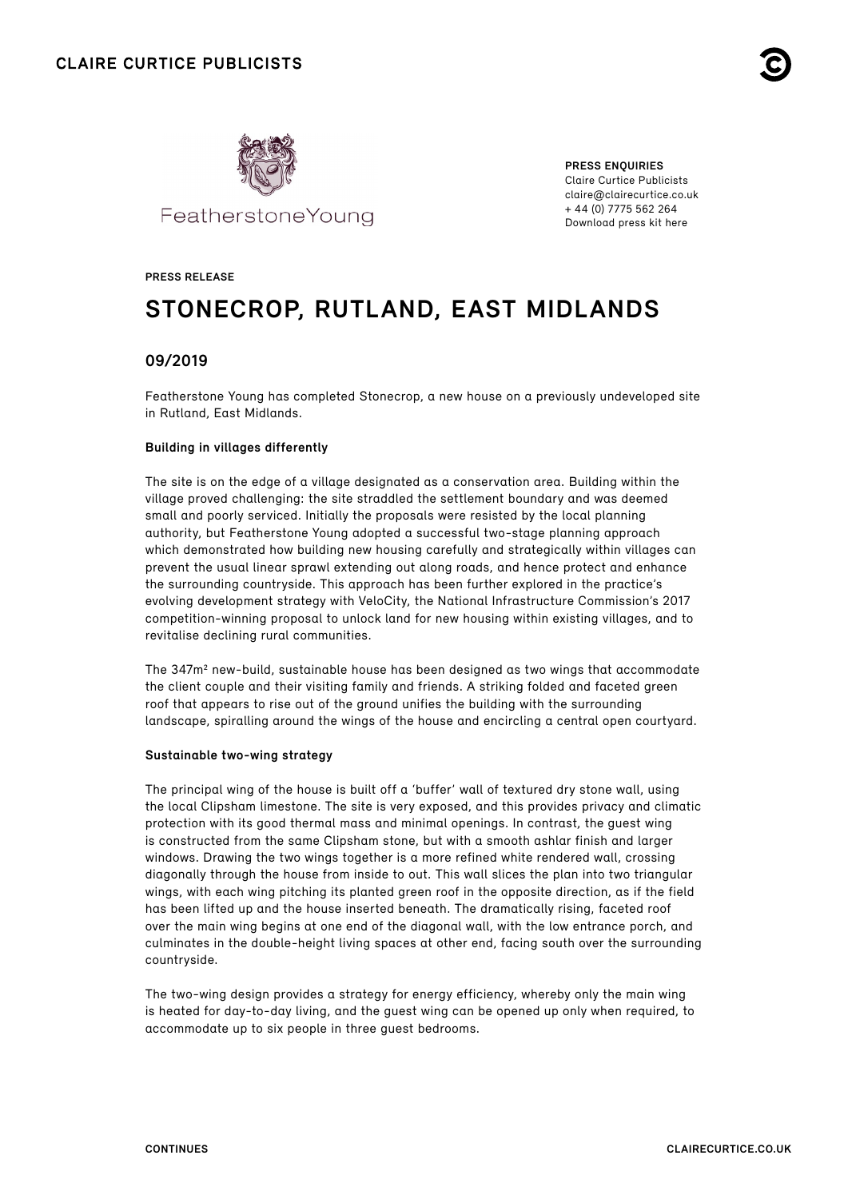CLAIRE CURTICE PUBLICISTS

FeatherstoneYoung

**PRESS ENQUIRIES**
Claire Curtice Publicists
claire@clairecurtice.co.uk
+ 44 (0) 7775 562 264
Download press kit here

**PRESS RELEASE**

# STONECROP, RUTLAND, EAST MIDLANDS

## 09/2019

Featherstone Young has completed Stonecrop, a new house on a previously undeveloped site in Rutland, East Midlands.

**Building in villages differently**

The site is on the edge of a village designated as a conservation area. Building within the village proved challenging: the site straddled the settlement boundary and was deemed small and poorly serviced. Initially the proposals were resisted by the local planning authority, but Featherstone Young adopted a successful two-stage planning approach which demonstrated how building new housing carefully and strategically within villages can prevent the usual linear sprawl extending out along roads, and hence protect and enhance the surrounding countryside. This approach has been further explored in the practice's evolving development strategy with VeloCity, the National Infrastructure Commission's 2017 competition-winning proposal to unlock land for new housing within existing villages, and to revitalise declining rural communities.

The 347m² new-build, sustainable house has been designed as two wings that accommodate the client couple and their visiting family and friends. A striking folded and faceted green roof that appears to rise out of the ground unifies the building with the surrounding landscape, spiralling around the wings of the house and encircling a central open courtyard.

**Sustainable two-wing strategy**

The principal wing of the house is built off a 'buffer' wall of textured dry stone wall, using the local Clipsham limestone. The site is very exposed, and this provides privacy and climatic protection with its good thermal mass and minimal openings. In contrast, the guest wing is constructed from the same Clipsham stone, but with a smooth ashlar finish and larger windows. Drawing the two wings together is a more refined white rendered wall, crossing diagonally through the house from inside to out. This wall slices the plan into two triangular wings, with each wing pitching its planted green roof in the opposite direction, as if the field has been lifted up and the house inserted beneath. The dramatically rising, faceted roof over the main wing begins at one end of the diagonal wall, with the low entrance porch, and culminates in the double-height living spaces at other end, facing south over the surrounding countryside.

The two-wing design provides a strategy for energy efficiency, whereby only the main wing is heated for day-to-day living, and the guest wing can be opened up only when required, to accommodate up to six people in three guest bedrooms.

**CONTINUES**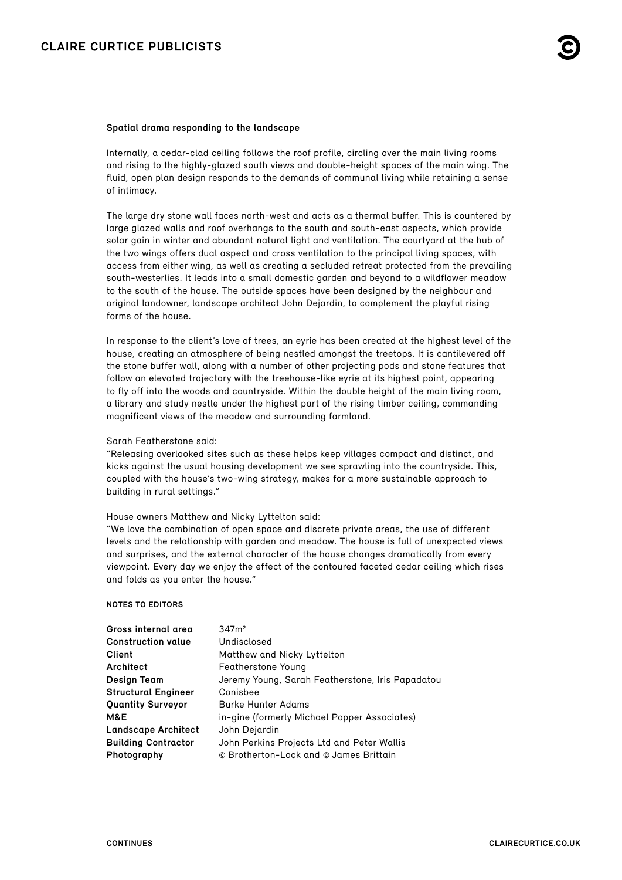**Spatial drama responding to the landscape**

Internally, a cedar-clad ceiling follows the roof profile, circling over the main living rooms and rising to the highly-glazed south views and double-height spaces of the main wing. The fluid, open plan design responds to the demands of communal living while retaining a sense of intimacy.

The large dry stone wall faces north-west and acts as a thermal buffer. This is countered by large glazed walls and roof overhangs to the south and south-east aspects, which provide solar gain in winter and abundant natural light and ventilation. The courtyard at the hub of the two wings offers dual aspect and cross ventilation to the principal living spaces, with access from either wing, as well as creating a secluded retreat protected from the prevailing south-westerlies. It leads into a small domestic garden and beyond to a wildflower meadow to the south of the house. The outside spaces have been designed by the neighbour and original landowner, landscape architect John Dejardin, to complement the playful rising forms of the house.

In response to the client's love of trees, an eyrie has been created at the highest level of the house, creating an atmosphere of being nestled amongst the treetops. It is cantilevered off the stone buffer wall, along with a number of other projecting pods and stone features that follow an elevated trajectory with the treehouse-like eyrie at its highest point, appearing to fly off into the woods and countryside. Within the double height of the main living room, a library and study nestle under the highest part of the rising timber ceiling, commanding magnificent views of the meadow and surrounding farmland.

Sarah Featherstone said:
"Releasing overlooked sites such as these helps keep villages compact and distinct, and kicks against the usual housing development we see sprawling into the countryside. This, coupled with the house's two-wing strategy, makes for a more sustainable approach to building in rural settings."

House owners Matthew and Nicky Lyttelton said:
"We love the combination of open space and discrete private areas, the use of different levels and the relationship with garden and meadow. The house is full of unexpected views and surprises, and the external character of the house changes dramatically from every viewpoint. Every day we enjoy the effect of the contoured faceted cedar ceiling which rises and folds as you enter the house."

**NOTES TO EDITORS**

| | |
|---|---|
| **Gross internal area** | 347m² |
| **Construction value** | Undisclosed |
| **Client** | Matthew and Nicky Lyttelton |
| **Architect** | Featherstone Young |
| **Design Team** | Jeremy Young, Sarah Featherstone, Iris Papadatou |
| **Structural Engineer** | Conisbee |
| **Quantity Surveyor** | Burke Hunter Adams |
| **M&E** | in-gine (formerly Michael Popper Associates) |
| **Landscape Architect** | John Dejardin |
| **Building Contractor** | John Perkins Projects Ltd and Peter Wallis |
| **Photography** | © Brotherton-Lock and © James Brittain |

CONTINUES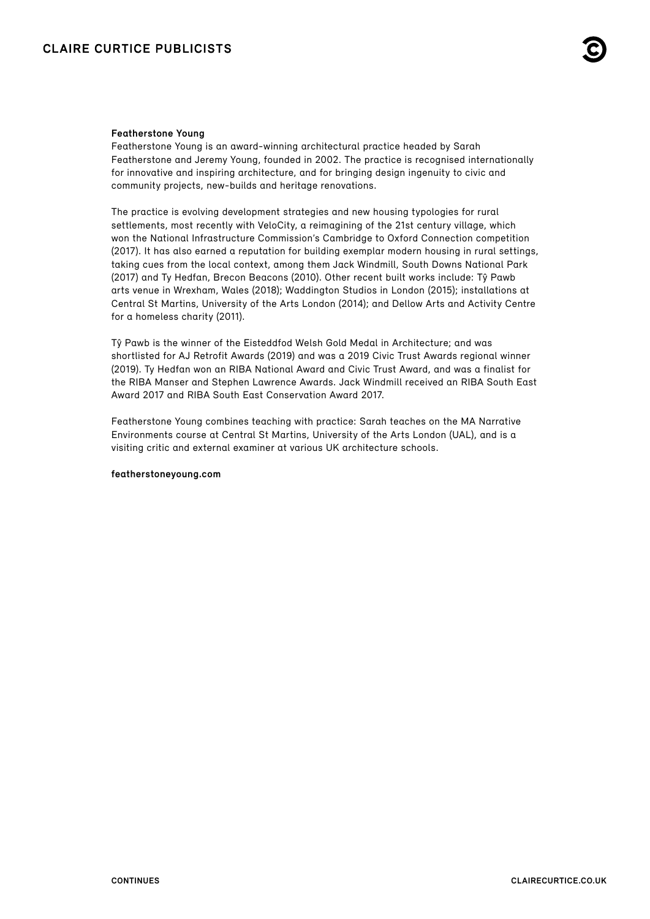**Featherstone Young**

Featherstone Young is an award-winning architectural practice headed by Sarah Featherstone and Jeremy Young, founded in 2002. The practice is recognised internationally for innovative and inspiring architecture, and for bringing design ingenuity to civic and community projects, new-builds and heritage renovations.

The practice is evolving development strategies and new housing typologies for rural settlements, most recently with VeloCity, a reimagining of the 21st century village, which won the National Infrastructure Commission's Cambridge to Oxford Connection competition (2017). It has also earned a reputation for building exemplar modern housing in rural settings, taking cues from the local context, among them Jack Windmill, South Downs National Park (2017) and Ty Hedfan, Brecon Beacons (2010). Other recent built works include: Tŷ Pawb arts venue in Wrexham, Wales (2018); Waddington Studios in London (2015); installations at Central St Martins, University of the Arts London (2014); and Dellow Arts and Activity Centre for a homeless charity (2011).

Tŷ Pawb is the winner of the Eisteddfod Welsh Gold Medal in Architecture; and was shortlisted for AJ Retrofit Awards (2019) and was a 2019 Civic Trust Awards regional winner (2019). Ty Hedfan won an RIBA National Award and Civic Trust Award, and was a finalist for the RIBA Manser and Stephen Lawrence Awards. Jack Windmill received an RIBA South East Award 2017 and RIBA South East Conservation Award 2017.

Featherstone Young combines teaching with practice: Sarah teaches on the MA Narrative Environments course at Central St Martins, University of the Arts London (UAL), and is a visiting critic and external examiner at various UK architecture schools.

**featherstoneyoung.com**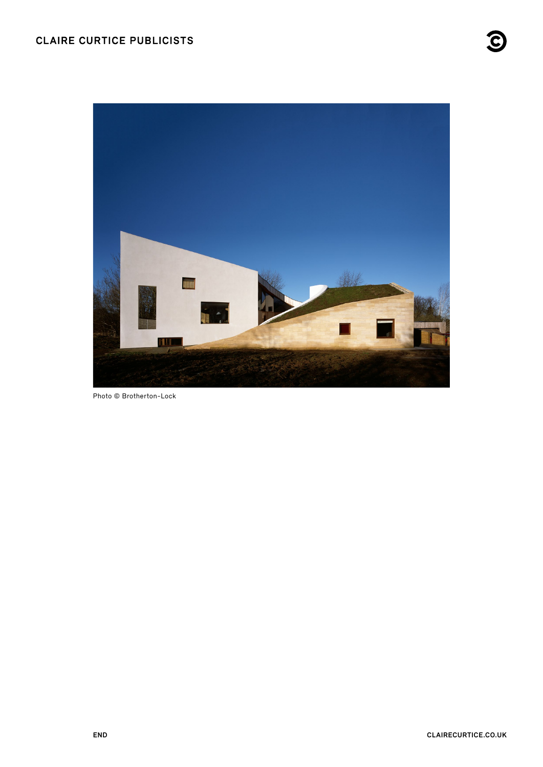Photo © Brotherton-Lock

END